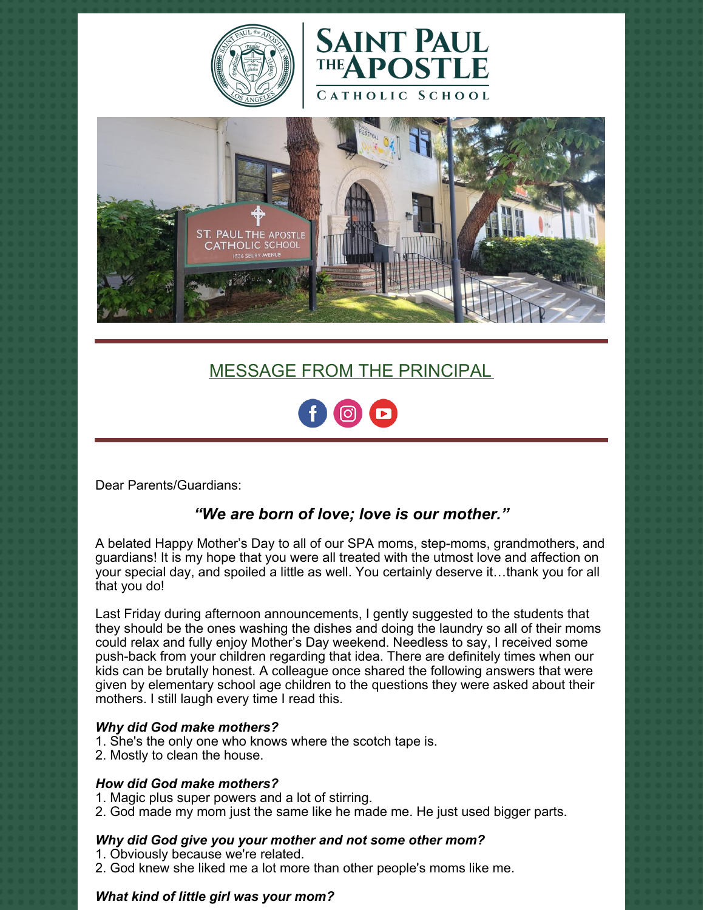# SAINT PAUL THE APOSTLE

CATHOLIC SCHOOL

## MESSAGE FROM THE PRINCIPAL

Dear Parents/Guardians:

***"We are born of love; love is our mother."***

A belated Happy Mother's Day to all of our SPA moms, step-moms, grandmothers, and guardians! It is my hope that you were all treated with the utmost love and affection on your special day, and spoiled a little as well. You certainly deserve it…thank you for all that you do!

Last Friday during afternoon announcements, I gently suggested to the students that they should be the ones washing the dishes and doing the laundry so all of their moms could relax and fully enjoy Mother's Day weekend. Needless to say, I received some push-back from your children regarding that idea. There are definitely times when our kids can be brutally honest. A colleague once shared the following answers that were given by elementary school age children to the questions they were asked about their mothers. I still laugh every time I read this.

***Why did God make mothers?***
1. She's the only one who knows where the scotch tape is.
2. Mostly to clean the house.

***How did God make mothers?***
1. Magic plus super powers and a lot of stirring.
2. God made my mom just the same like he made me. He just used bigger parts.

***Why did God give you your mother and not some other mom?***
1. Obviously because we're related.
2. God knew she liked me a lot more than other people's moms like me.

***What kind of little girl was your mom?***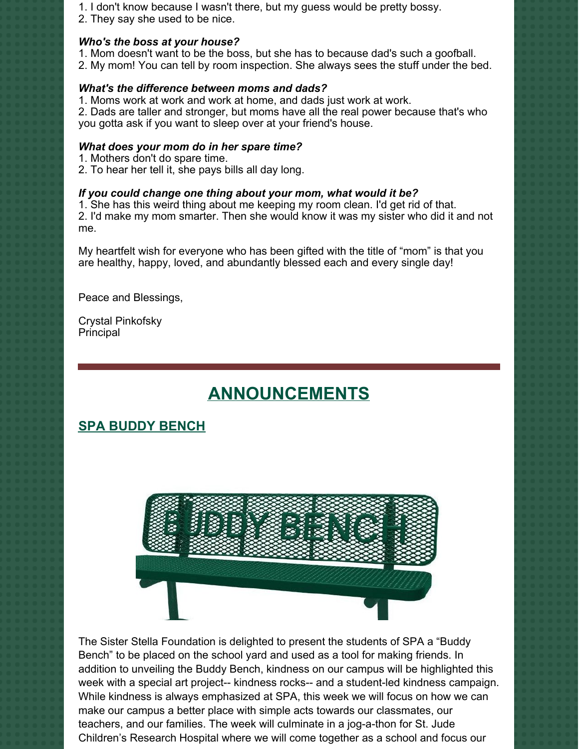1. I don't know because I wasn't there, but my guess would be pretty bossy.
2. They say she used to be nice.

***Who's the boss at your house?***

1. Mom doesn't want to be the boss, but she has to because dad's such a goofball.
2. My mom! You can tell by room inspection. She always sees the stuff under the bed.

***What's the difference between moms and dads?***

1. Moms work at work and work at home, and dads just work at work.
2. Dads are taller and stronger, but moms have all the real power because that's who you gotta ask if you want to sleep over at your friend's house.

***What does your mom do in her spare time?***

1. Mothers don't do spare time.
2. To hear her tell it, she pays bills all day long.

***If you could change one thing about your mom, what would it be?***

1. She has this weird thing about me keeping my room clean. I'd get rid of that.
2. I'd make my mom smarter. Then she would know it was my sister who did it and not me.

My heartfelt wish for everyone who has been gifted with the title of "mom" is that you are healthy, happy, loved, and abundantly blessed each and every single day!

Peace and Blessings,

Crystal Pinkofsky
Principal

---

# ANNOUNCEMENTS

## SPA BUDDY BENCH

The Sister Stella Foundation is delighted to present the students of SPA a "Buddy Bench" to be placed on the school yard and used as a tool for making friends. In addition to unveiling the Buddy Bench, kindness on our campus will be highlighted this week with a special art project-- kindness rocks-- and a student-led kindness campaign. While kindness is always emphasized at SPA, this week we will focus on how we can make our campus a better place with simple acts towards our classmates, our teachers, and our families. The week will culminate in a jog-a-thon for St. Jude Children's Research Hospital where we will come together as a school and focus our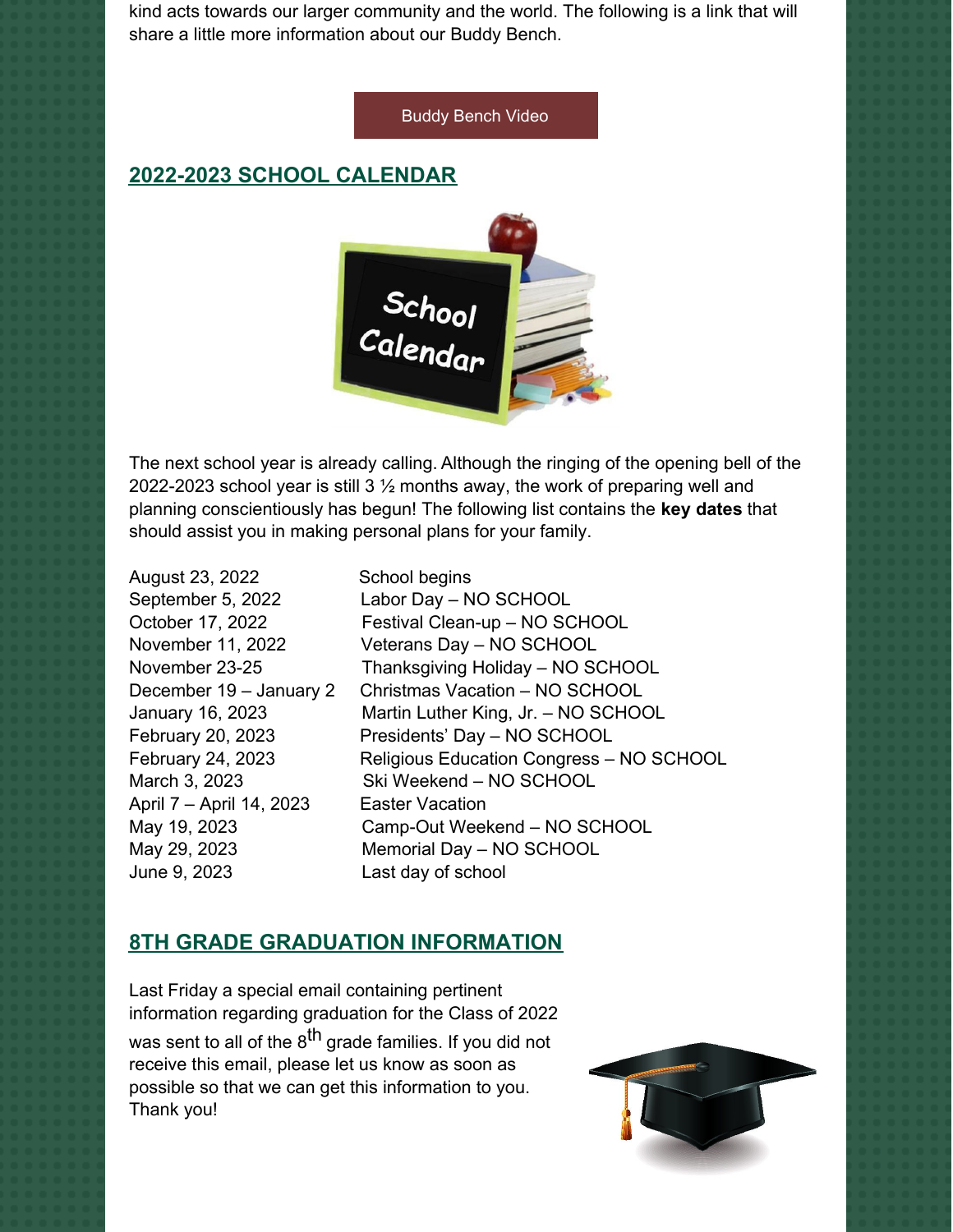kind acts towards our larger community and the world. The following is a link that will share a little more information about our Buddy Bench.

Buddy Bench Video

## 2022-2023 SCHOOL CALENDAR

The next school year is already calling. Although the ringing of the opening bell of the 2022-2023 school year is still 3 ½ months away, the work of preparing well and planning conscientiously has begun! The following list contains the **key dates** that should assist you in making personal plans for your family.

| | |
|---|---|
| August 23, 2022 | School begins |
| September 5, 2022 | Labor Day – NO SCHOOL |
| October 17, 2022 | Festival Clean-up – NO SCHOOL |
| November 11, 2022 | Veterans Day – NO SCHOOL |
| November 23-25 | Thanksgiving Holiday – NO SCHOOL |
| December 19 – January 2 | Christmas Vacation – NO SCHOOL |
| January 16, 2023 | Martin Luther King, Jr. – NO SCHOOL |
| February 20, 2023 | Presidents' Day – NO SCHOOL |
| February 24, 2023 | Religious Education Congress – NO SCHOOL |
| March 3, 2023 | Ski Weekend – NO SCHOOL |
| April 7 – April 14, 2023 | Easter Vacation |
| May 19, 2023 | Camp-Out Weekend – NO SCHOOL |
| May 29, 2023 | Memorial Day – NO SCHOOL |
| June 9, 2023 | Last day of school |

## 8TH GRADE GRADUATION INFORMATION

Last Friday a special email containing pertinent information regarding graduation for the Class of 2022 was sent to all of the 8th grade families. If you did not receive this email, please let us know as soon as possible so that we can get this information to you. Thank you!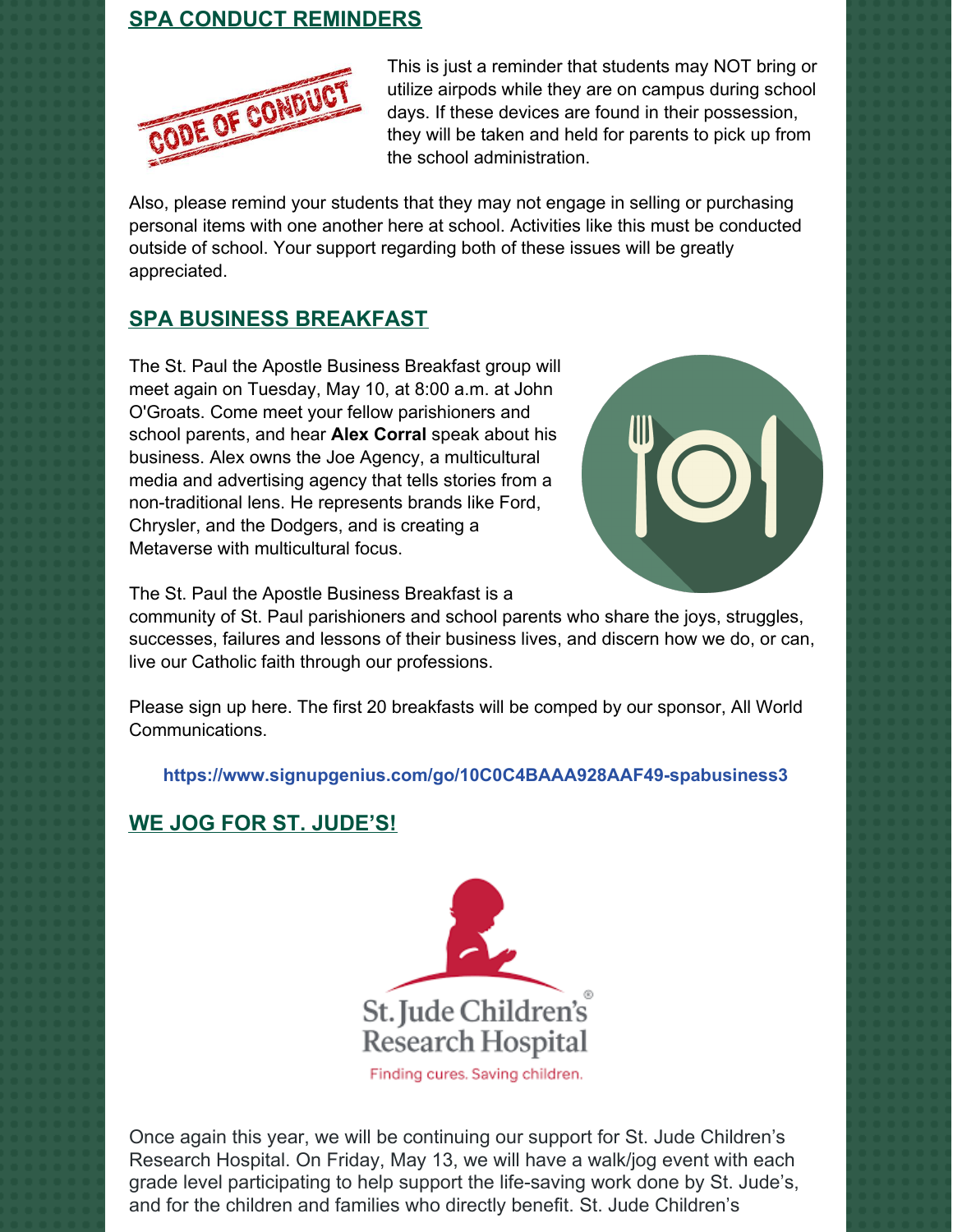## SPA CONDUCT REMINDERS

This is just a reminder that students may NOT bring or utilize airpods while they are on campus during school days. If these devices are found in their possession, they will be taken and held for parents to pick up from the school administration.

Also, please remind your students that they may not engage in selling or purchasing personal items with one another here at school. Activities like this must be conducted outside of school. Your support regarding both of these issues will be greatly appreciated.

## SPA BUSINESS BREAKFAST

The St. Paul the Apostle Business Breakfast group will meet again on Tuesday, May 10, at 8:00 a.m. at John O'Groats. Come meet your fellow parishioners and school parents, and hear **Alex Corral** speak about his business. Alex owns the Joe Agency, a multicultural media and advertising agency that tells stories from a non-traditional lens. He represents brands like Ford, Chrysler, and the Dodgers, and is creating a Metaverse with multicultural focus.

The St. Paul the Apostle Business Breakfast is a community of St. Paul parishioners and school parents who share the joys, struggles, successes, failures and lessons of their business lives, and discern how we do, or can, live our Catholic faith through our professions.

Please sign up here. The first 20 breakfasts will be comped by our sponsor, All World Communications.

**https://www.signupgenius.com/go/10C0C4BAAA928AAF49-spabusiness3**

## WE JOG FOR ST. JUDE'S!

St. Jude Children's Research Hospital
Finding cures. Saving children.

Once again this year, we will be continuing our support for St. Jude Children's Research Hospital. On Friday, May 13, we will have a walk/jog event with each grade level participating to help support the life-saving work done by St. Jude's, and for the children and families who directly benefit. St. Jude Children's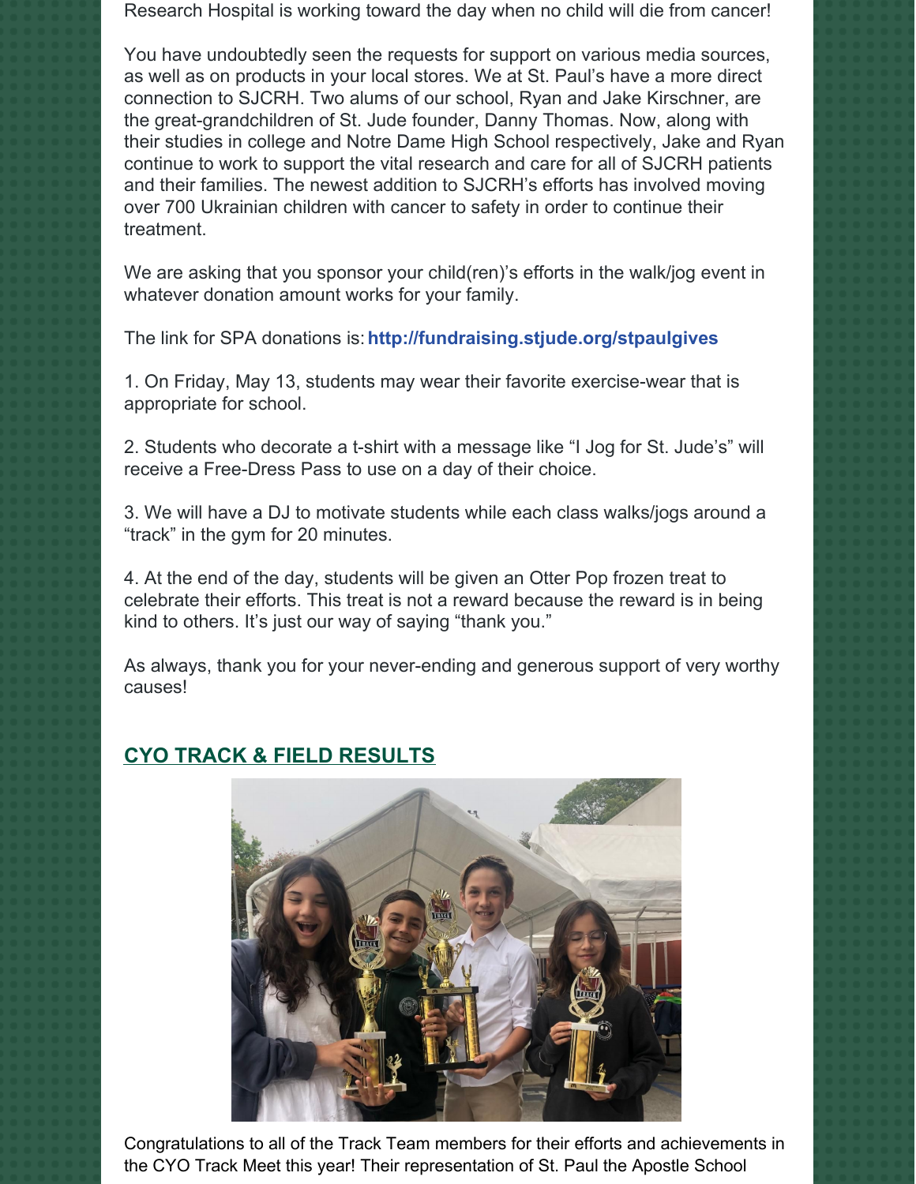Research Hospital is working toward the day when no child will die from cancer!

You have undoubtedly seen the requests for support on various media sources, as well as on products in your local stores. We at St. Paul's have a more direct connection to SJCRH. Two alums of our school, Ryan and Jake Kirschner, are the great-grandchildren of St. Jude founder, Danny Thomas. Now, along with their studies in college and Notre Dame High School respectively, Jake and Ryan continue to work to support the vital research and care for all of SJCRH patients and their families. The newest addition to SJCRH's efforts has involved moving over 700 Ukrainian children with cancer to safety in order to continue their treatment.

We are asking that you sponsor your child(ren)'s efforts in the walk/jog event in whatever donation amount works for your family.

The link for SPA donations is: **http://fundraising.stjude.org/stpaulgives**

1. On Friday, May 13, students may wear their favorite exercise-wear that is appropriate for school.

2. Students who decorate a t-shirt with a message like "I Jog for St. Jude's" will receive a Free-Dress Pass to use on a day of their choice.

3. We will have a DJ to motivate students while each class walks/jogs around a "track" in the gym for 20 minutes.

4. At the end of the day, students will be given an Otter Pop frozen treat to celebrate their efforts. This treat is not a reward because the reward is in being kind to others. It's just our way of saying "thank you."

As always, thank you for your never-ending and generous support of very worthy causes!

## CYO TRACK & FIELD RESULTS

Congratulations to all of the Track Team members for their efforts and achievements in the CYO Track Meet this year! Their representation of St. Paul the Apostle School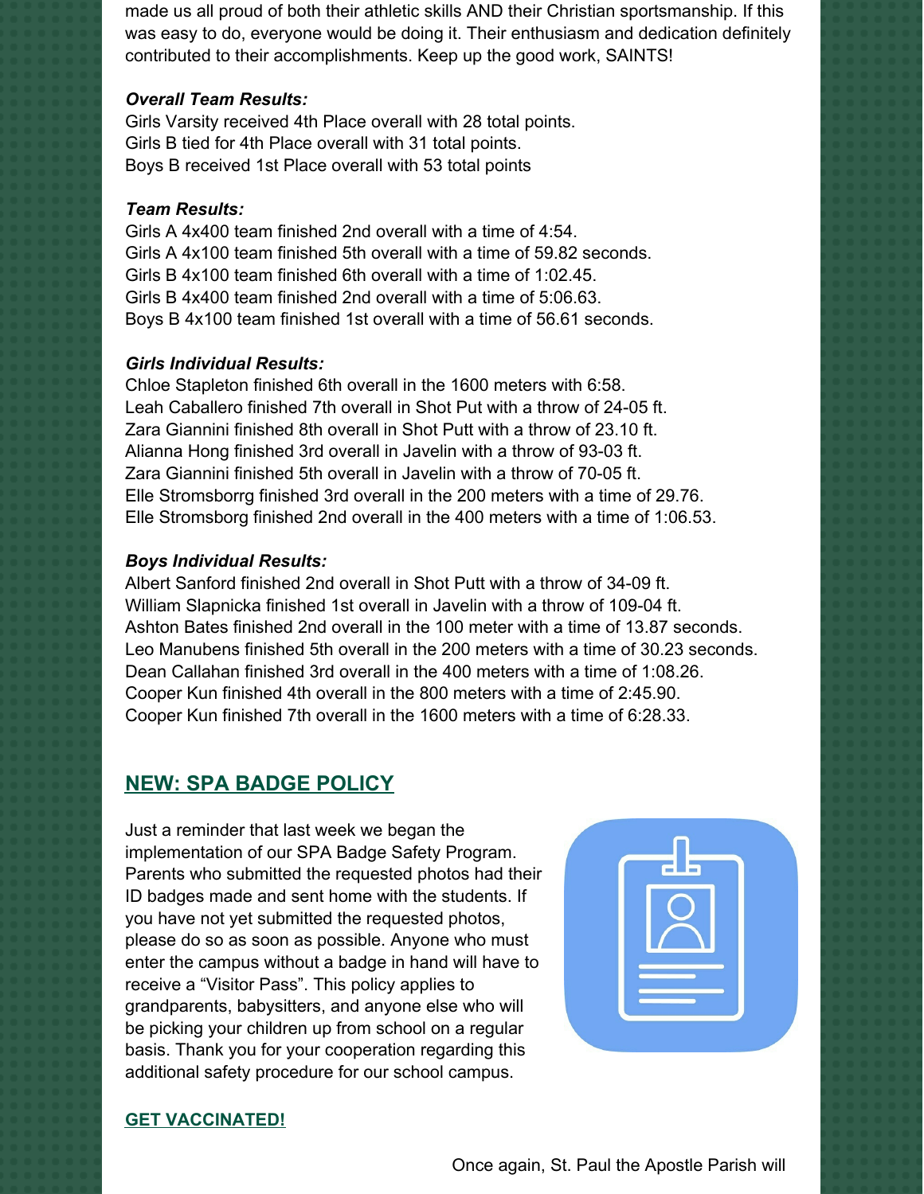made us all proud of both their athletic skills AND their Christian sportsmanship. If this was easy to do, everyone would be doing it. Their enthusiasm and dedication definitely contributed to their accomplishments. Keep up the good work, SAINTS!

***Overall Team Results:***

Girls Varsity received 4th Place overall with 28 total points.
Girls B tied for 4th Place overall with 31 total points.
Boys B received 1st Place overall with 53 total points

***Team Results:***

Girls A 4x400 team finished 2nd overall with a time of 4:54.
Girls A 4x100 team finished 5th overall with a time of 59.82 seconds.
Girls B 4x100 team finished 6th overall with a time of 1:02.45.
Girls B 4x400 team finished 2nd overall with a time of 5:06.63.
Boys B 4x100 team finished 1st overall with a time of 56.61 seconds.

***Girls Individual Results:***

Chloe Stapleton finished 6th overall in the 1600 meters with 6:58.
Leah Caballero finished 7th overall in Shot Put with a throw of 24-05 ft.
Zara Giannini finished 8th overall in Shot Putt with a throw of 23.10 ft.
Alianna Hong finished 3rd overall in Javelin with a throw of 93-03 ft.
Zara Giannini finished 5th overall in Javelin with a throw of 70-05 ft.
Elle Stromsborrg finished 3rd overall in the 200 meters with a time of 29.76.
Elle Stromsborg finished 2nd overall in the 400 meters with a time of 1:06.53.

***Boys Individual Results:***

Albert Sanford finished 2nd overall in Shot Putt with a throw of 34-09 ft.
William Slapnicka finished 1st overall in Javelin with a throw of 109-04 ft.
Ashton Bates finished 2nd overall in the 100 meter with a time of 13.87 seconds.
Leo Manubens finished 5th overall in the 200 meters with a time of 30.23 seconds.
Dean Callahan finished 3rd overall in the 400 meters with a time of 1:08.26.
Cooper Kun finished 4th overall in the 800 meters with a time of 2:45.90.
Cooper Kun finished 7th overall in the 1600 meters with a time of 6:28.33.

## NEW: SPA BADGE POLICY

Just a reminder that last week we began the implementation of our SPA Badge Safety Program. Parents who submitted the requested photos had their ID badges made and sent home with the students. If you have not yet submitted the requested photos, please do so as soon as possible. Anyone who must enter the campus without a badge in hand will have to receive a "Visitor Pass". This policy applies to grandparents, babysitters, and anyone else who will be picking your children up from school on a regular basis. Thank you for your cooperation regarding this additional safety procedure for our school campus.

## GET VACCINATED!

Once again, St. Paul the Apostle Parish will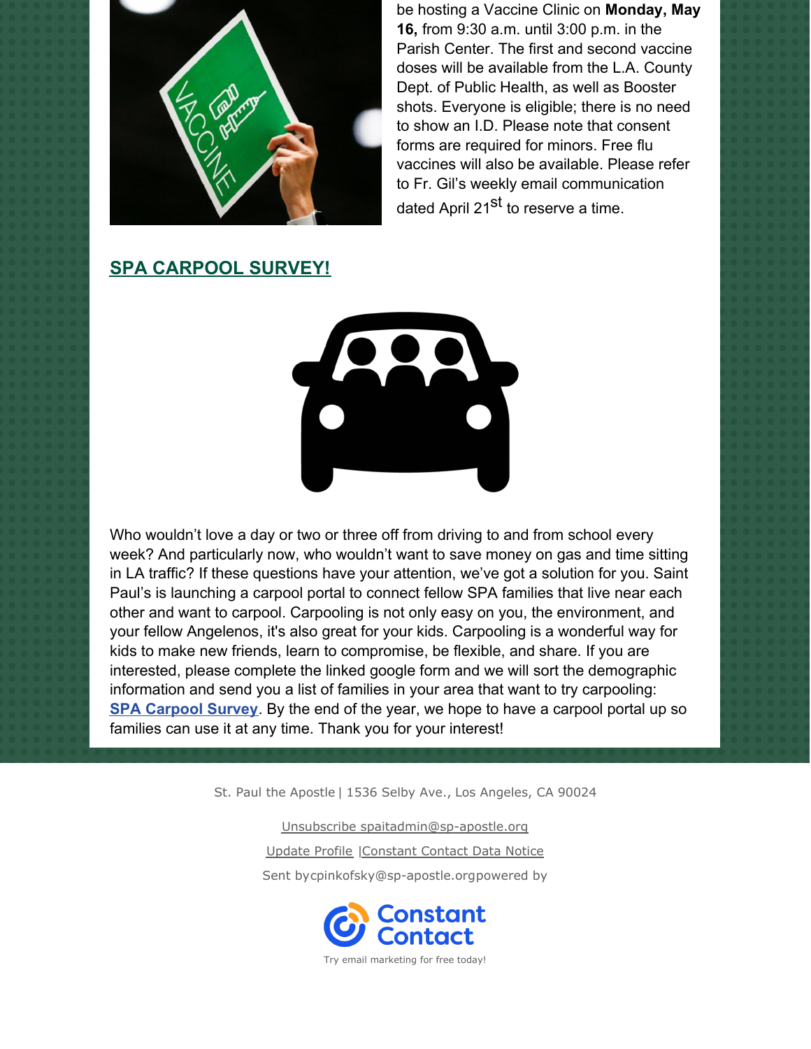be hosting a Vaccine Clinic on **Monday, May 16,** from 9:30 a.m. until 3:00 p.m. in the Parish Center. The first and second vaccine doses will be available from the L.A. County Dept. of Public Health, as well as Booster shots. Everyone is eligible; there is no need to show an I.D. Please note that consent forms are required for minors. Free flu vaccines will also be available. Please refer to Fr. Gil's weekly email communication dated April 21st to reserve a time.

## SPA CARPOOL SURVEY!

Who wouldn't love a day or two or three off from driving to and from school every week? And particularly now, who wouldn't want to save money on gas and time sitting in LA traffic? If these questions have your attention, we've got a solution for you. Saint Paul's is launching a carpool portal to connect fellow SPA families that live near each other and want to carpool. Carpooling is not only easy on you, the environment, and your fellow Angelenos, it's also great for your kids. Carpooling is a wonderful way for kids to make new friends, learn to compromise, be flexible, and share. If you are interested, please complete the linked google form and we will sort the demographic information and send you a list of families in your area that want to try carpooling: **SPA Carpool Survey**. By the end of the year, we hope to have a carpool portal up so families can use it at any time. Thank you for your interest!

St. Paul the Apostle | 1536 Selby Ave., Los Angeles, CA 90024

Unsubscribe spaitadmin@sp-apostle.org

Update Profile |Constant Contact Data Notice

Sent bycpinkofsky@sp-apostle.orgpowered by

Constant Contact

Try email marketing for free today!